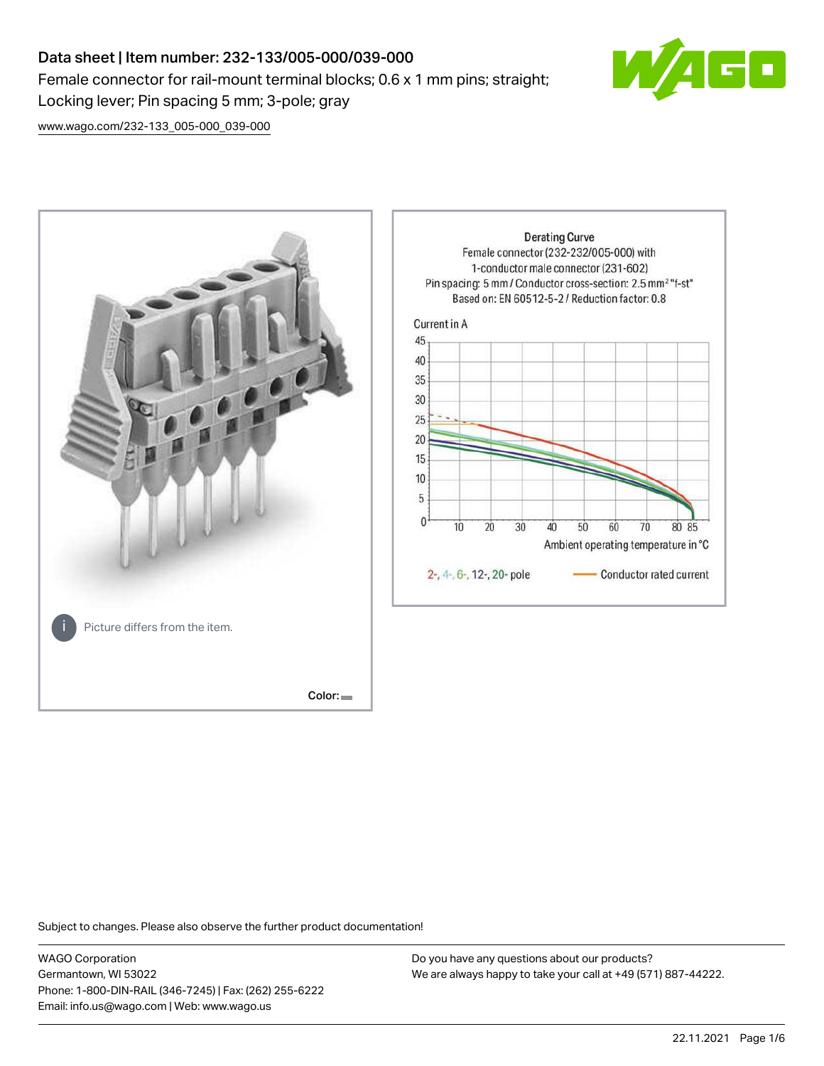# Data sheet | Item number: 232-133/005-000/039-000

Female connector for rail-mount terminal blocks; 0.6 x 1 mm pins; straight; Locking lever; Pin spacing 5 mm; 3-pole; gray

www.wago.com/232-133_005-000_039-000

Picture differs from the item.

Color:

Derating Curve
Female connector (232-232/005-000) with
1-conductor male connector (231-602)
Pin spacing: 5 mm / Conductor cross-section: 2.5 mm² "f-st"
Based on: EN 60512-5-2 / Reduction factor: 0.8

Current in A

Ambient operating temperature in °C

2-, 4-, 6-, 12-, 20- pole — Conductor rated current

Subject to changes. Please also observe the further product documentation!

WAGO Corporation
Germantown, WI 53022
Phone: 1-800-DIN-RAIL (346-7245) | Fax: (262) 255-6222
Email: info.us@wago.com | Web: www.wago.us

Do you have any questions about our products?
We are always happy to take your call at +49 (571) 887-44222.

22.11.2021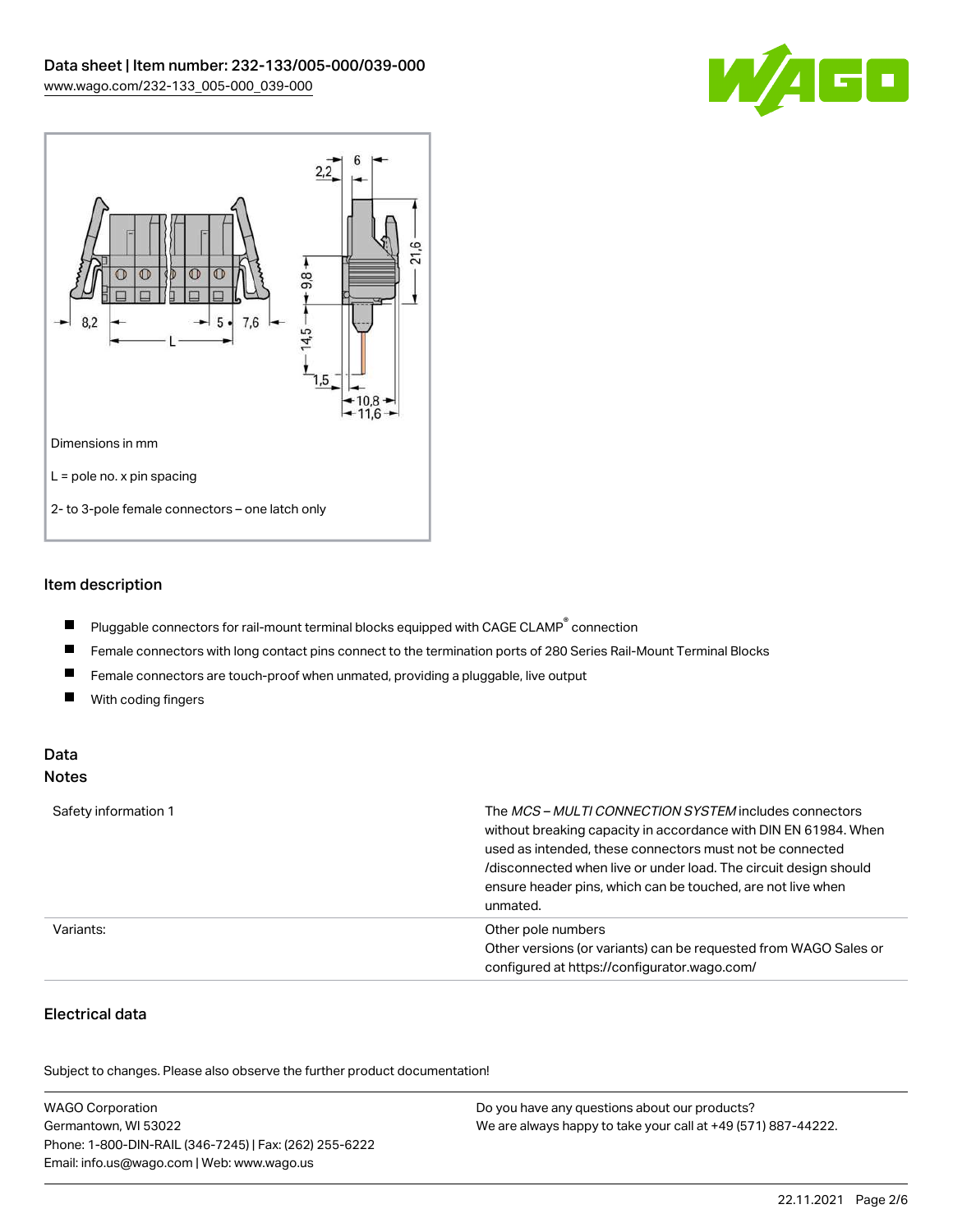Dimensions in mm

L = pole no. x pin spacing

2- to 3-pole female connectors – one latch only

## Item description

- Pluggable connectors for rail-mount terminal blocks equipped with CAGE CLAMP® connection
- Female connectors with long contact pins connect to the termination ports of 280 Series Rail-Mount Terminal Blocks
- Female connectors are touch-proof when unmated, providing a pluggable, live output
- With coding fingers

## Data

### Notes

| | |
|---|---|
| Safety information 1 | The *MCS – MULTI CONNECTION SYSTEM* includes connectors without breaking capacity in accordance with DIN EN 61984. When used as intended, these connectors must not be connected /disconnected when live or under load. The circuit design should ensure header pins, which can be touched, are not live when unmated. |
| Variants: | Other pole numbers<br>Other versions (or variants) can be requested from WAGO Sales or configured at https://configurator.wago.com/ |

### Electrical data

Subject to changes. Please also observe the further product documentation!

WAGO Corporation
Germantown, WI 53022
Phone: 1-800-DIN-RAIL (346-7245) | Fax: (262) 255-6222
Email: info.us@wago.com | Web: www.wago.us

Do you have any questions about our products?
We are always happy to take your call at +49 (571) 887-44222.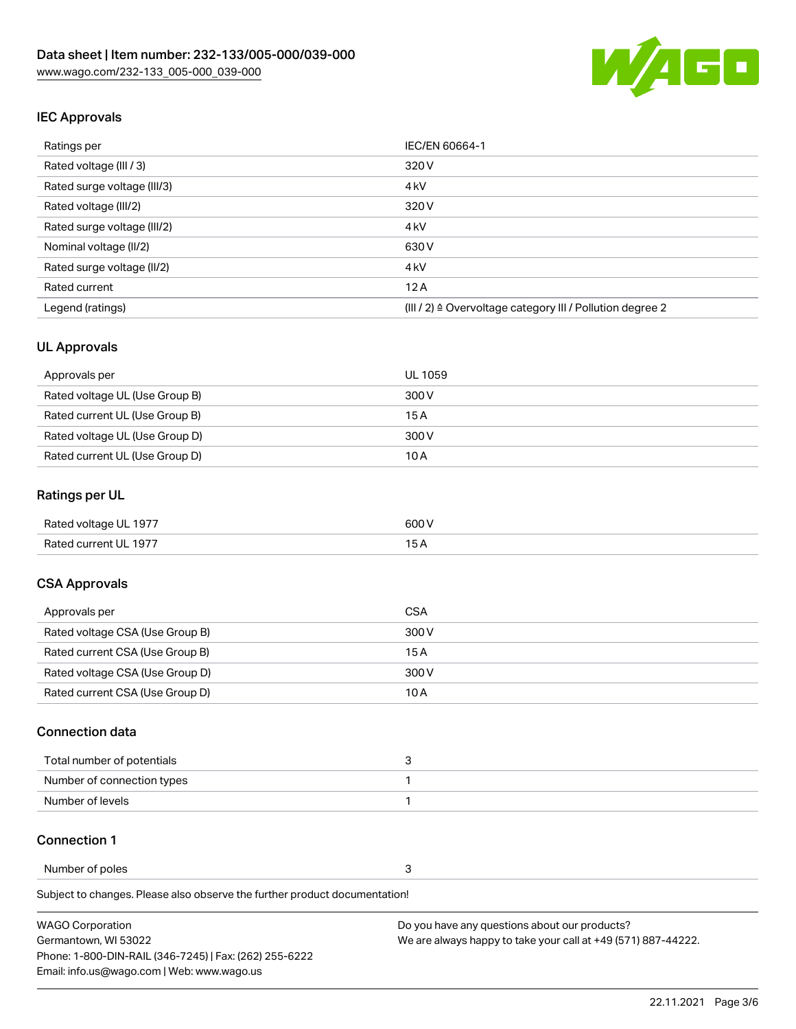## IEC Approvals

| Ratings per | IEC/EN 60664-1 |
| --- | --- |
| Rated voltage (III / 3) | 320 V |
| Rated surge voltage (III/3) | 4 kV |
| Rated voltage (III/2) | 320 V |
| Rated surge voltage (III/2) | 4 kV |
| Nominal voltage (II/2) | 630 V |
| Rated surge voltage (II/2) | 4 kV |
| Rated current | 12 A |
| Legend (ratings) | (III / 2) ≙ Overvoltage category III / Pollution degree 2 |

## UL Approvals

| Approvals per | UL 1059 |
| --- | --- |
| Rated voltage UL (Use Group B) | 300 V |
| Rated current UL (Use Group B) | 15 A |
| Rated voltage UL (Use Group D) | 300 V |
| Rated current UL (Use Group D) | 10 A |

## Ratings per UL

| Rated voltage UL 1977 | 600 V |
| --- | --- |
| Rated current UL 1977 | 15 A |

## CSA Approvals

| Approvals per | CSA |
| --- | --- |
| Rated voltage CSA (Use Group B) | 300 V |
| Rated current CSA (Use Group B) | 15 A |
| Rated voltage CSA (Use Group D) | 300 V |
| Rated current CSA (Use Group D) | 10 A |

## Connection data

| Total number of potentials | 3 |
| --- | --- |
| Number of connection types | 1 |
| Number of levels | 1 |

## Connection 1

| Number of poles | 3 |
| --- | --- |

Subject to changes. Please also observe the further product documentation!

WAGO Corporation
Germantown, WI 53022
Phone: 1-800-DIN-RAIL (346-7245) | Fax: (262) 255-6222
Email: info.us@wago.com | Web: www.wago.us

Do you have any questions about our products?
We are always happy to take your call at +49 (571) 887-44222.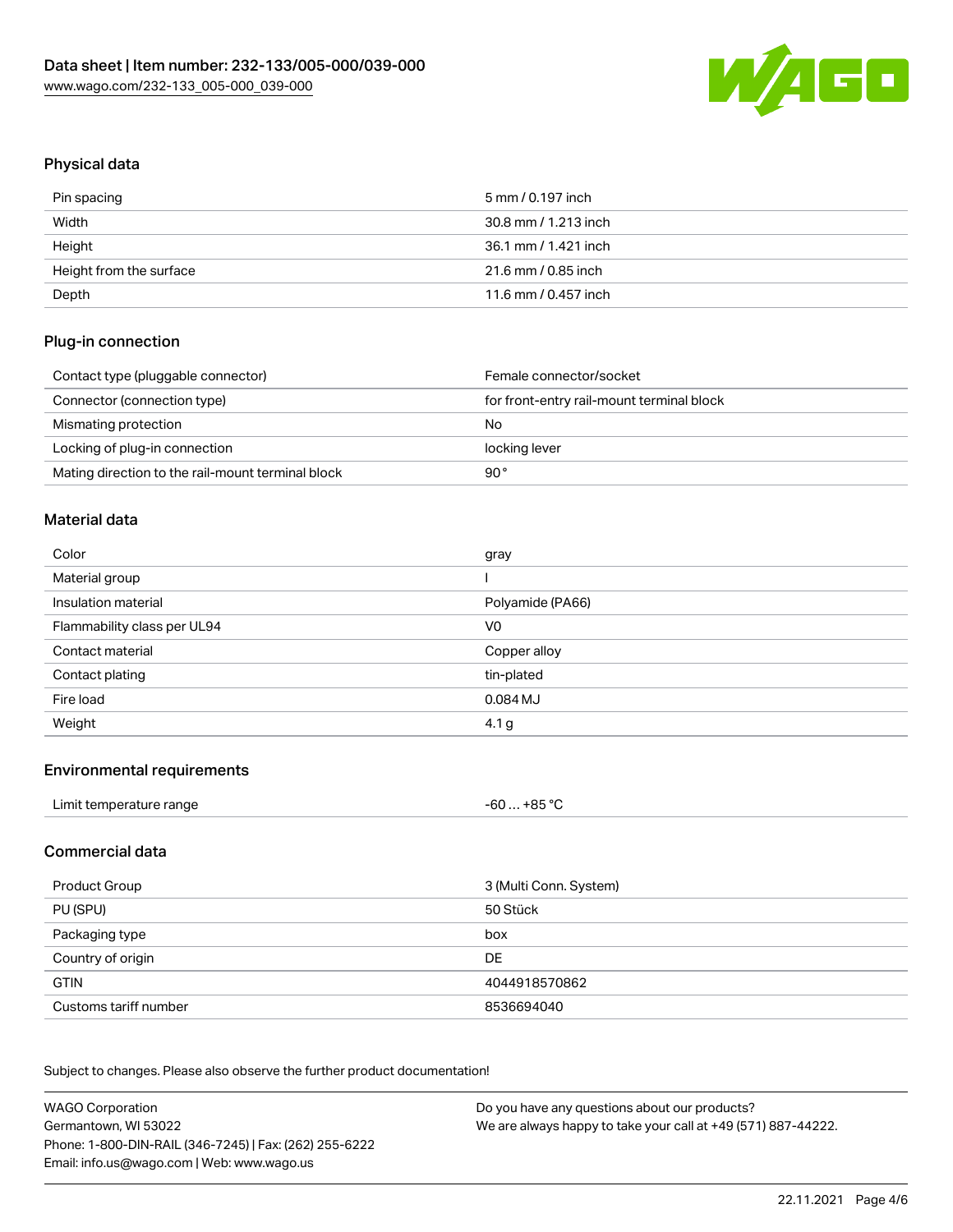## Physical data

| Pin spacing | 5 mm / 0.197 inch |
| --- | --- |
| Width | 30.8 mm / 1.213 inch |
| Height | 36.1 mm / 1.421 inch |
| Height from the surface | 21.6 mm / 0.85 inch |
| Depth | 11.6 mm / 0.457 inch |

## Plug-in connection

| Contact type (pluggable connector) | Female connector/socket |
| --- | --- |
| Connector (connection type) | for front-entry rail-mount terminal block |
| Mismating protection | No |
| Locking of plug-in connection | locking lever |
| Mating direction to the rail-mount terminal block | 90 ° |

## Material data

| Color | gray |
| --- | --- |
| Material group | I |
| Insulation material | Polyamide (PA66) |
| Flammability class per UL94 | V0 |
| Contact material | Copper alloy |
| Contact plating | tin-plated |
| Fire load | 0.084 MJ |
| Weight | 4.1 g |

## Environmental requirements

| Limit temperature range | -60 … +85 °C |
| --- | --- |

## Commercial data

| Product Group | 3 (Multi Conn. System) |
| --- | --- |
| PU (SPU) | 50 Stück |
| Packaging type | box |
| Country of origin | DE |
| GTIN | 4044918570862 |
| Customs tariff number | 8536694040 |

Subject to changes. Please also observe the further product documentation!

WAGO Corporation
Germantown, WI 53022
Phone: 1-800-DIN-RAIL (346-7245) | Fax: (262) 255-6222
Email: info.us@wago.com | Web: www.wago.us

Do you have any questions about our products?
We are always happy to take your call at +49 (571) 887-44222.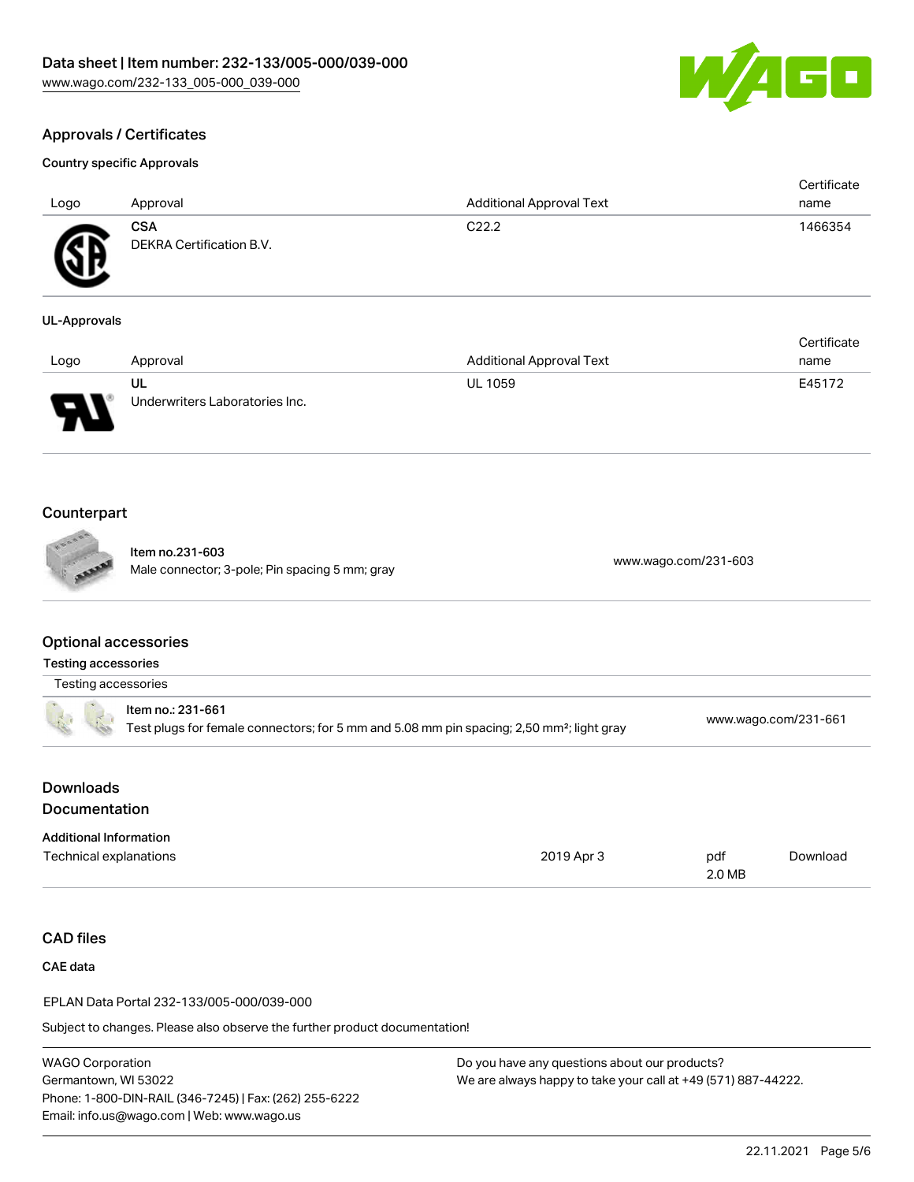## Approvals / Certificates

### Country specific Approvals

| Logo | Approval | Additional Approval Text | Certificate name |
| --- | --- | --- | --- |
| | **CSA**<br>DEKRA Certification B.V. | C22.2 | 1466354 |

### UL-Approvals

| Logo | Approval | Additional Approval Text | Certificate name |
| --- | --- | --- | --- |
| | **UL**<br>Underwriters Laboratories Inc. | UL 1059 | E45172 |

## Counterpart

| Item | Link |
| --- | --- |
| Item no.231-603<br>Male connector; 3-pole; Pin spacing 5 mm; gray | www.wago.com/231-603 |

## Optional accessories

### Testing accessories

| Testing accessories | |
| --- | --- |
| Item no.: 231-661<br>Test plugs for female connectors; for 5 mm and 5.08 mm pin spacing; 2,50 mm²; light gray | www.wago.com/231-661 |

## Downloads

## Documentation

### Additional Information

| | | | |
| --- | --- | --- | --- |
| Technical explanations | 2019 Apr 3 | pdf<br>2.0 MB | Download |

## CAD files

### CAE data

EPLAN Data Portal 232-133/005-000/039-000

Subject to changes. Please also observe the further product documentation!

WAGO Corporation
Germantown, WI 53022
Phone: 1-800-DIN-RAIL (346-7245) | Fax: (262) 255-6222
Email: info.us@wago.com | Web: www.wago.us

Do you have any questions about our products?
We are always happy to take your call at +49 (571) 887-44222.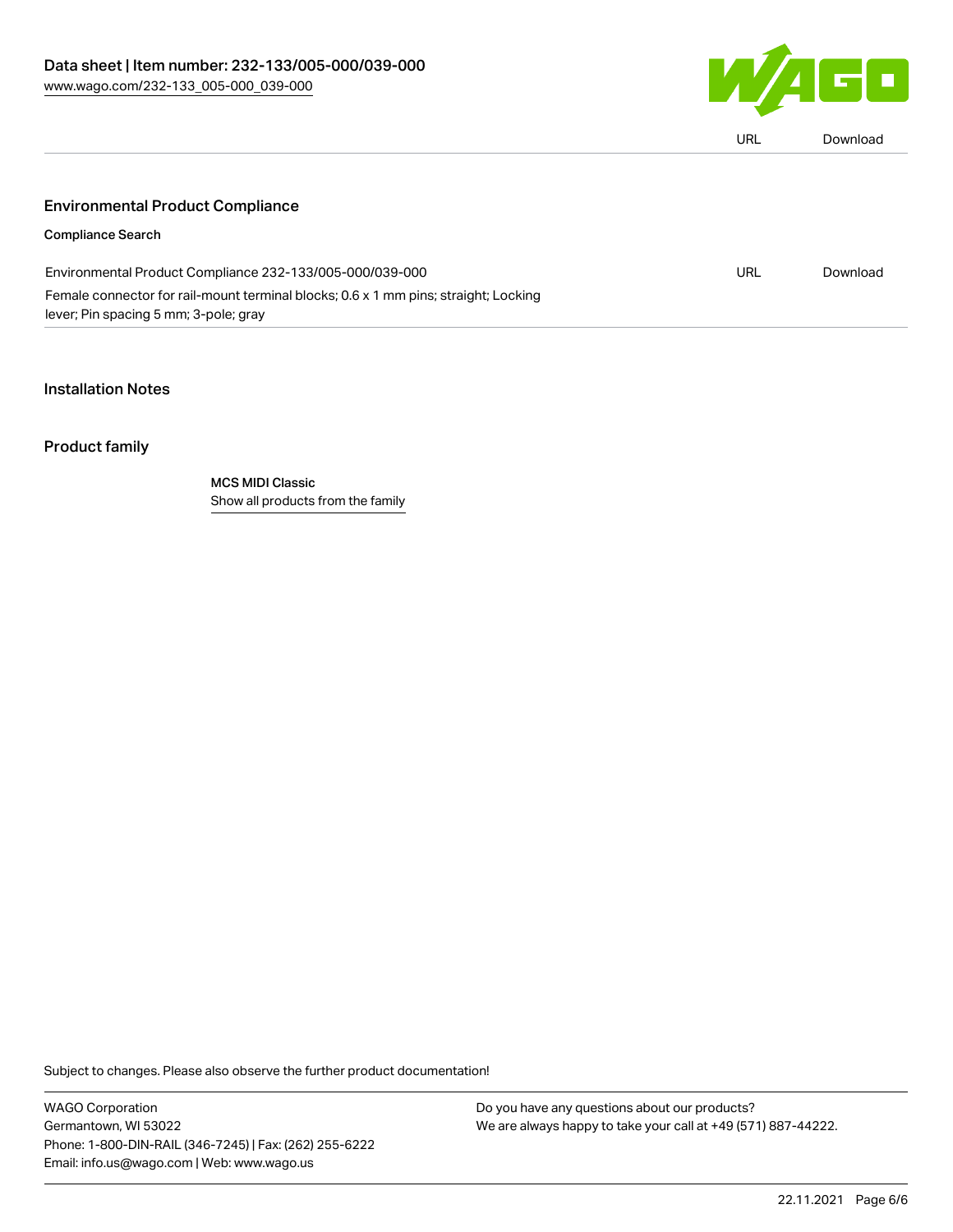URL Download

## Environmental Product Compliance

**Compliance Search**

| | | |
|---|---|---|
| Environmental Product Compliance 232-133/005-000/039-000 | URL | Download |
| Female connector for rail-mount terminal blocks; 0.6 x 1 mm pins; straight; Locking lever; Pin spacing 5 mm; 3-pole; gray | | |

## Installation Notes

## Product family

**MCS MIDI Classic**
Show all products from the family

Subject to changes. Please also observe the further product documentation!

WAGO Corporation
Germantown, WI 53022
Phone: 1-800-DIN-RAIL (346-7245) | Fax: (262) 255-6222
Email: info.us@wago.com | Web: www.wago.us

Do you have any questions about our products?
We are always happy to take your call at +49 (571) 887-44222.